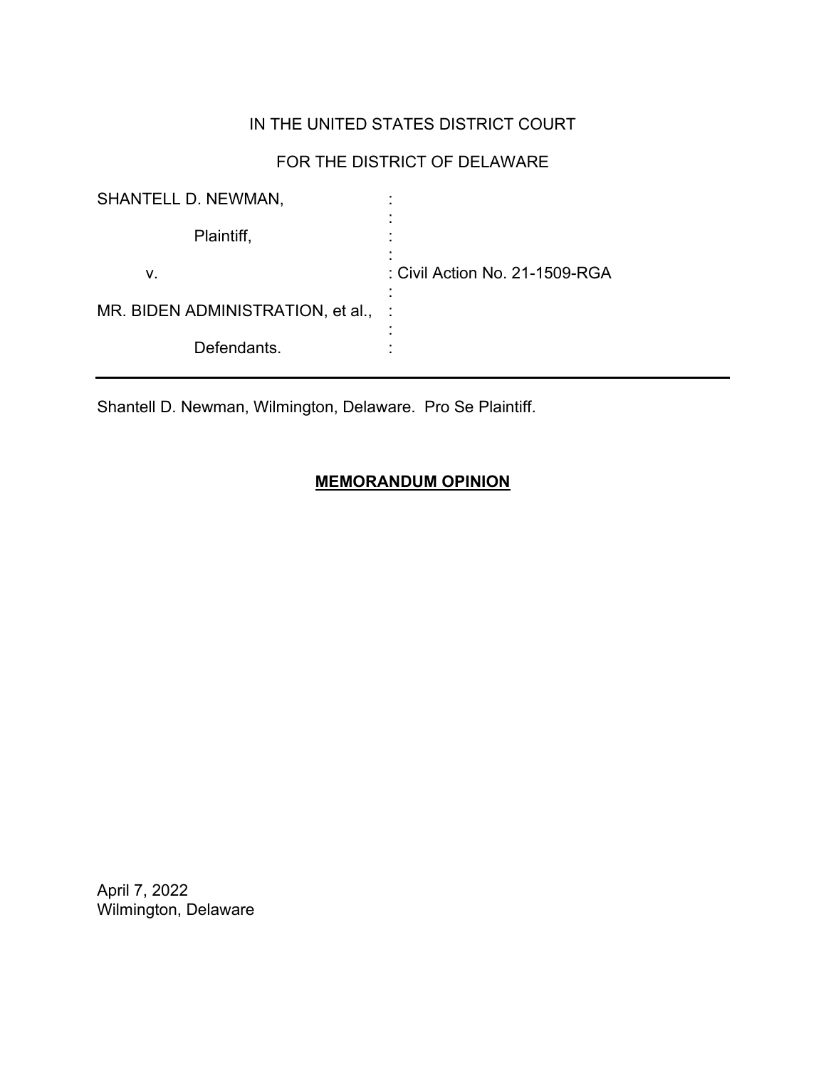IN THE UNITED STATES DISTRICT COURT

FOR THE DISTRICT OF DELAWARE

| | | |
|---|---|---|
| SHANTELL D. NEWMAN, | : | |
| Plaintiff, | : | |
| v. | : | Civil Action No. 21-1509-RGA |
| MR. BIDEN ADMINISTRATION, et al., | : | |
| Defendants. | : | |

---

Shantell D. Newman, Wilmington, Delaware. Pro Se Plaintiff.

**MEMORANDUM OPINION**

April 7, 2022
Wilmington, Delaware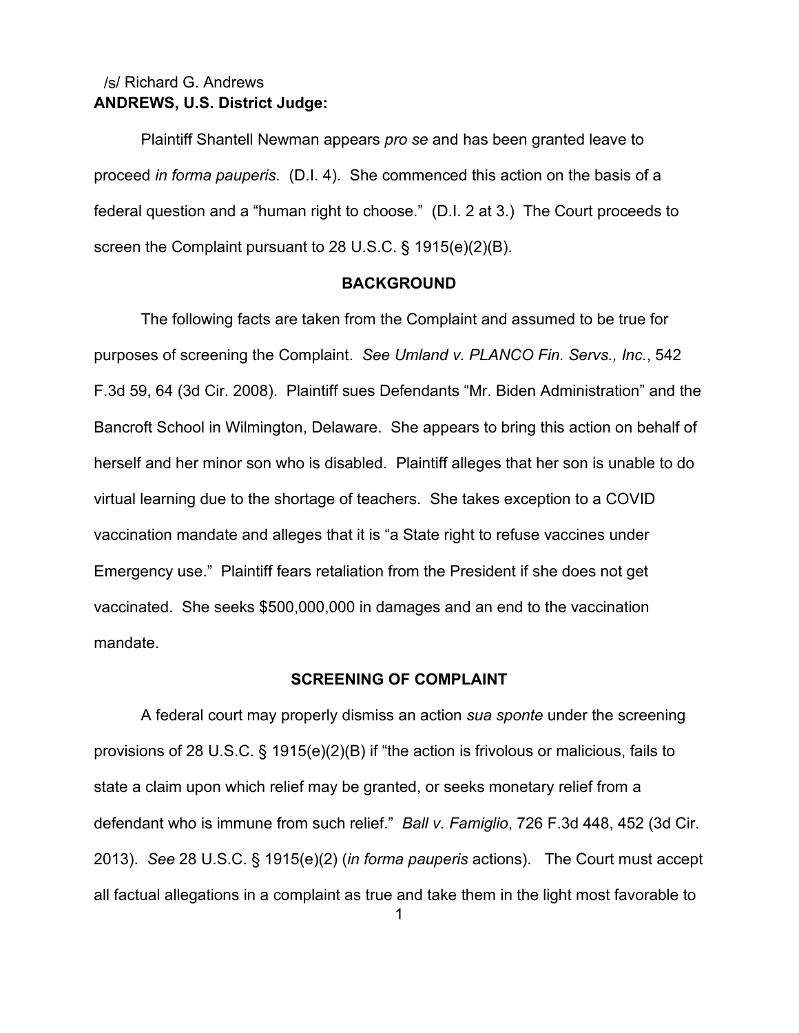/s/ Richard G. Andrews
**ANDREWS, U.S. District Judge:**

Plaintiff Shantell Newman appears *pro se* and has been granted leave to proceed *in forma pauperis*. (D.I. 4). She commenced this action on the basis of a federal question and a "human right to choose." (D.I. 2 at 3.) The Court proceeds to screen the Complaint pursuant to 28 U.S.C. § 1915(e)(2)(B).

## BACKGROUND

The following facts are taken from the Complaint and assumed to be true for purposes of screening the Complaint. *See Umland v. PLANCO Fin. Servs., Inc.*, 542 F.3d 59, 64 (3d Cir. 2008). Plaintiff sues Defendants "Mr. Biden Administration" and the Bancroft School in Wilmington, Delaware. She appears to bring this action on behalf of herself and her minor son who is disabled. Plaintiff alleges that her son is unable to do virtual learning due to the shortage of teachers. She takes exception to a COVID vaccination mandate and alleges that it is "a State right to refuse vaccines under Emergency use." Plaintiff fears retaliation from the President if she does not get vaccinated. She seeks $500,000,000 in damages and an end to the vaccination mandate.

## SCREENING OF COMPLAINT

A federal court may properly dismiss an action *sua sponte* under the screening provisions of 28 U.S.C. § 1915(e)(2)(B) if "the action is frivolous or malicious, fails to state a claim upon which relief may be granted, or seeks monetary relief from a defendant who is immune from such relief." *Ball v. Famiglio*, 726 F.3d 448, 452 (3d Cir. 2013). *See* 28 U.S.C. § 1915(e)(2) (*in forma pauperis* actions). The Court must accept all factual allegations in a complaint as true and take them in the light most favorable to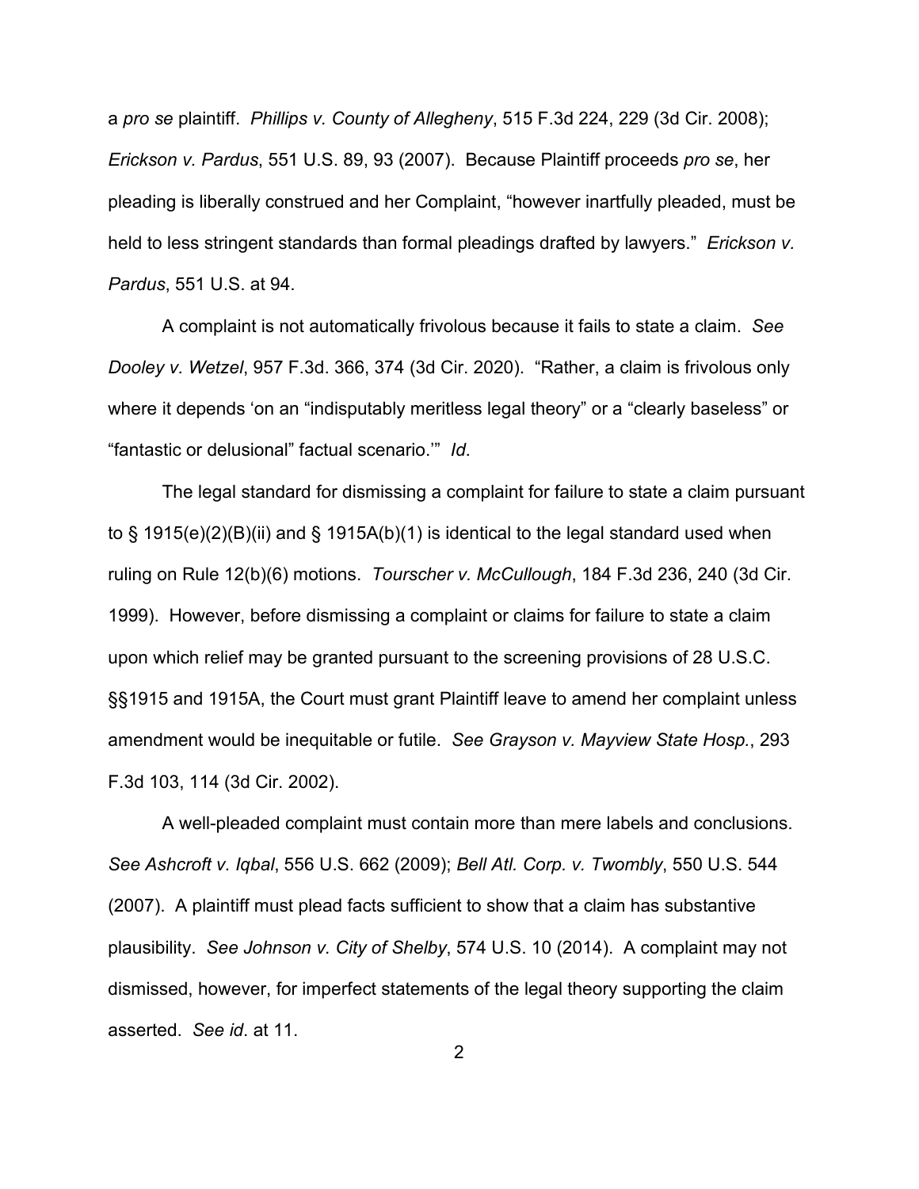a *pro se* plaintiff. *Phillips v. County of Allegheny*, 515 F.3d 224, 229 (3d Cir. 2008); *Erickson v. Pardus*, 551 U.S. 89, 93 (2007). Because Plaintiff proceeds *pro se*, her pleading is liberally construed and her Complaint, "however inartfully pleaded, must be held to less stringent standards than formal pleadings drafted by lawyers." *Erickson v. Pardus*, 551 U.S. at 94.

A complaint is not automatically frivolous because it fails to state a claim. *See Dooley v. Wetzel*, 957 F.3d. 366, 374 (3d Cir. 2020). "Rather, a claim is frivolous only where it depends 'on an "indisputably meritless legal theory" or a "clearly baseless" or "fantastic or delusional" factual scenario.'" *Id*.

The legal standard for dismissing a complaint for failure to state a claim pursuant to § 1915(e)(2)(B)(ii) and § 1915A(b)(1) is identical to the legal standard used when ruling on Rule 12(b)(6) motions. *Tourscher v. McCullough*, 184 F.3d 236, 240 (3d Cir. 1999). However, before dismissing a complaint or claims for failure to state a claim upon which relief may be granted pursuant to the screening provisions of 28 U.S.C. §§1915 and 1915A, the Court must grant Plaintiff leave to amend her complaint unless amendment would be inequitable or futile. *See Grayson v. Mayview State Hosp.*, 293 F.3d 103, 114 (3d Cir. 2002).

A well-pleaded complaint must contain more than mere labels and conclusions. *See Ashcroft v. Iqbal*, 556 U.S. 662 (2009); *Bell Atl. Corp. v. Twombly*, 550 U.S. 544 (2007). A plaintiff must plead facts sufficient to show that a claim has substantive plausibility. *See Johnson v. City of Shelby*, 574 U.S. 10 (2014). A complaint may not dismissed, however, for imperfect statements of the legal theory supporting the claim asserted. *See id*. at 11.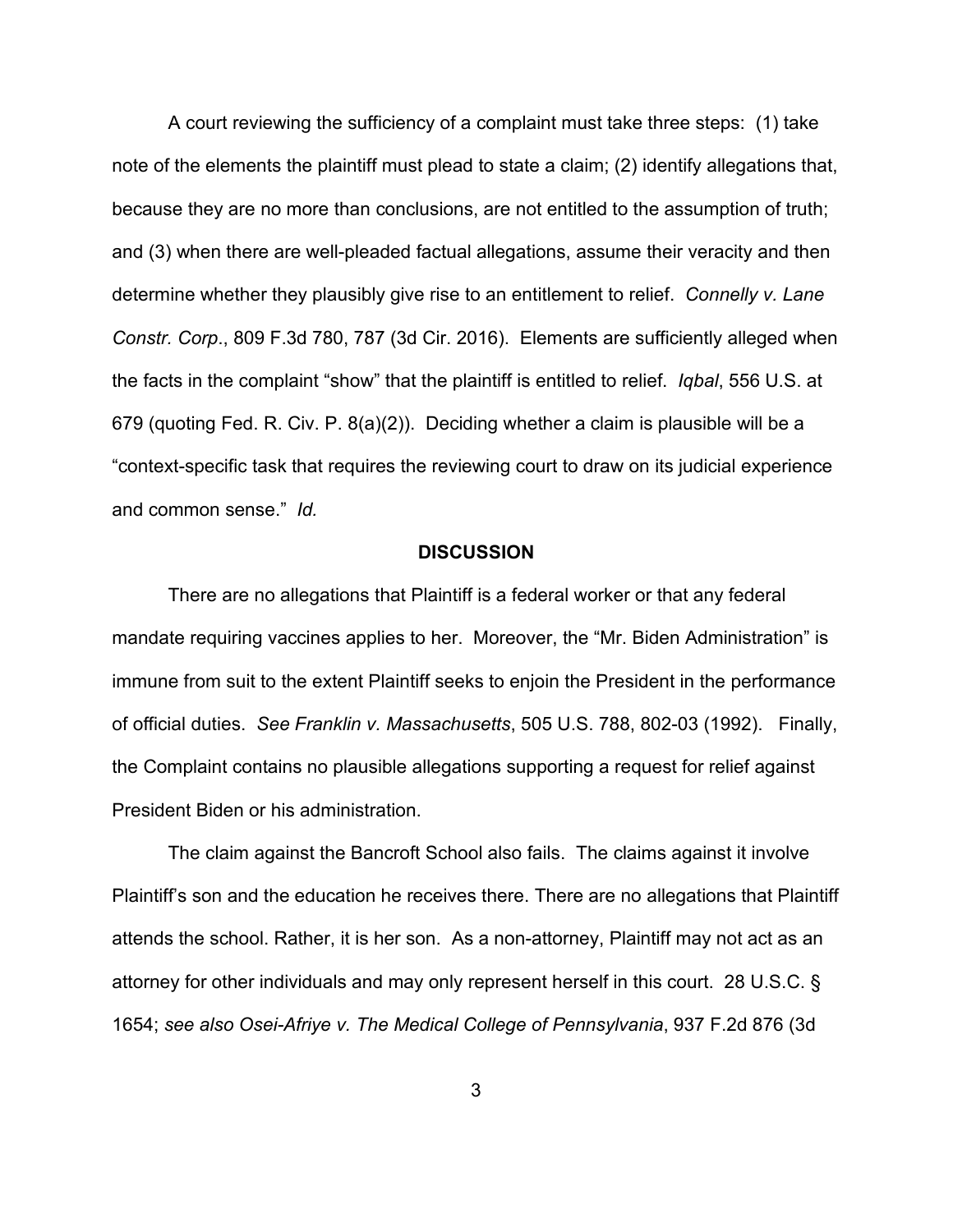A court reviewing the sufficiency of a complaint must take three steps: (1) take note of the elements the plaintiff must plead to state a claim; (2) identify allegations that, because they are no more than conclusions, are not entitled to the assumption of truth; and (3) when there are well-pleaded factual allegations, assume their veracity and then determine whether they plausibly give rise to an entitlement to relief. *Connelly v. Lane Constr. Corp*., 809 F.3d 780, 787 (3d Cir. 2016). Elements are sufficiently alleged when the facts in the complaint "show" that the plaintiff is entitled to relief. *Iqbal*, 556 U.S. at 679 (quoting Fed. R. Civ. P. 8(a)(2)). Deciding whether a claim is plausible will be a "context-specific task that requires the reviewing court to draw on its judicial experience and common sense." *Id.*

**DISCUSSION**

There are no allegations that Plaintiff is a federal worker or that any federal mandate requiring vaccines applies to her. Moreover, the "Mr. Biden Administration" is immune from suit to the extent Plaintiff seeks to enjoin the President in the performance of official duties. *See Franklin v. Massachusetts*, 505 U.S. 788, 802-03 (1992). Finally, the Complaint contains no plausible allegations supporting a request for relief against President Biden or his administration.

The claim against the Bancroft School also fails. The claims against it involve Plaintiff's son and the education he receives there. There are no allegations that Plaintiff attends the school. Rather, it is her son. As a non-attorney, Plaintiff may not act as an attorney for other individuals and may only represent herself in this court. 28 U.S.C. § 1654; *see also Osei-Afriye v. The Medical College of Pennsylvania*, 937 F.2d 876 (3d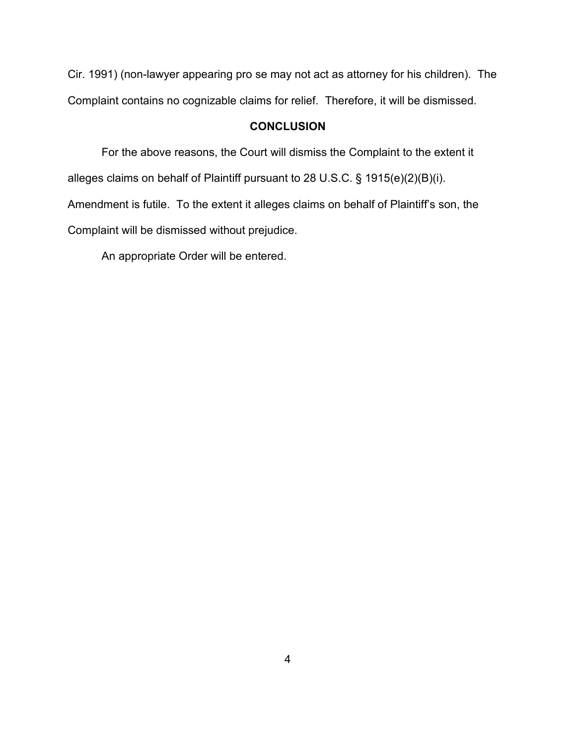Cir. 1991) (non-lawyer appearing pro se may not act as attorney for his children). The Complaint contains no cognizable claims for relief. Therefore, it will be dismissed.

## CONCLUSION

For the above reasons, the Court will dismiss the Complaint to the extent it alleges claims on behalf of Plaintiff pursuant to 28 U.S.C. § 1915(e)(2)(B)(i). Amendment is futile. To the extent it alleges claims on behalf of Plaintiff's son, the Complaint will be dismissed without prejudice.

An appropriate Order will be entered.